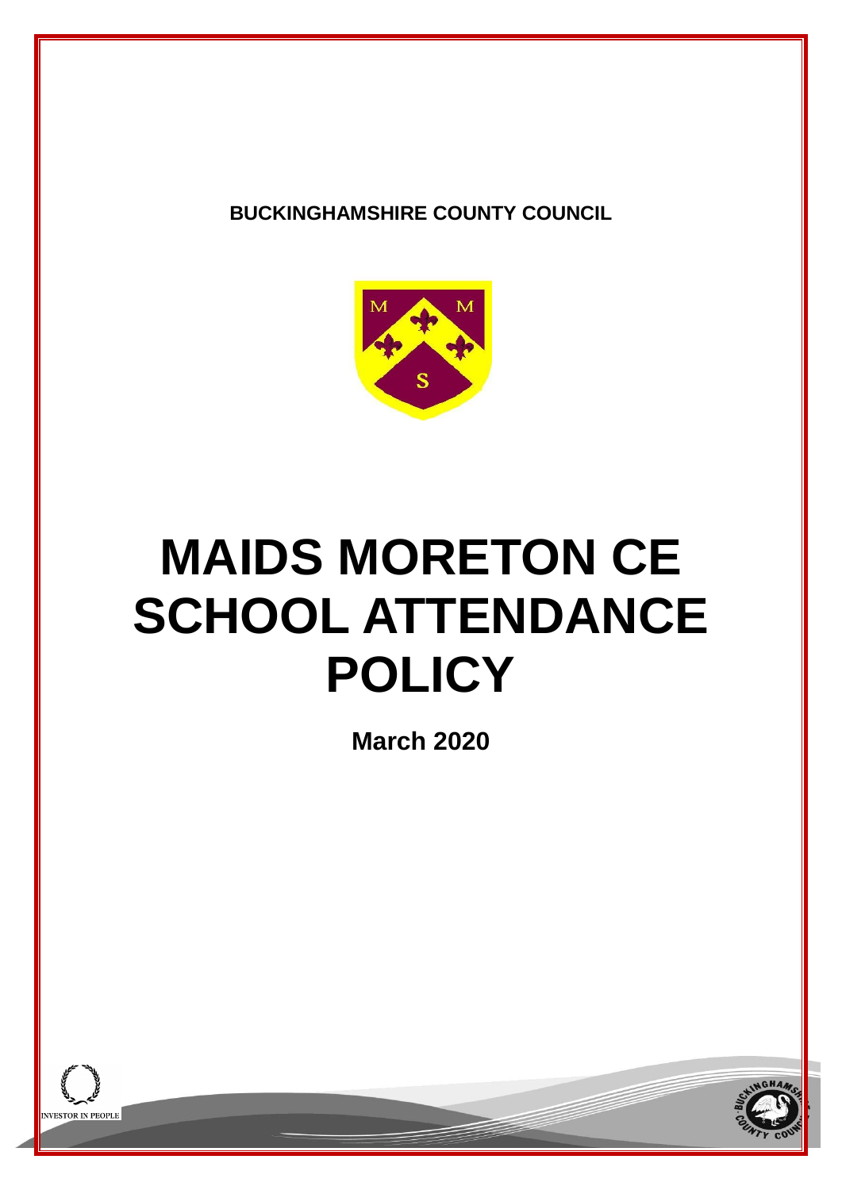**BUCKINGHAMSHIRE COUNTY COUNCIL**

# MAIDS MORETON CE SCHOOL ATTENDANCE POLICY

**March 2020**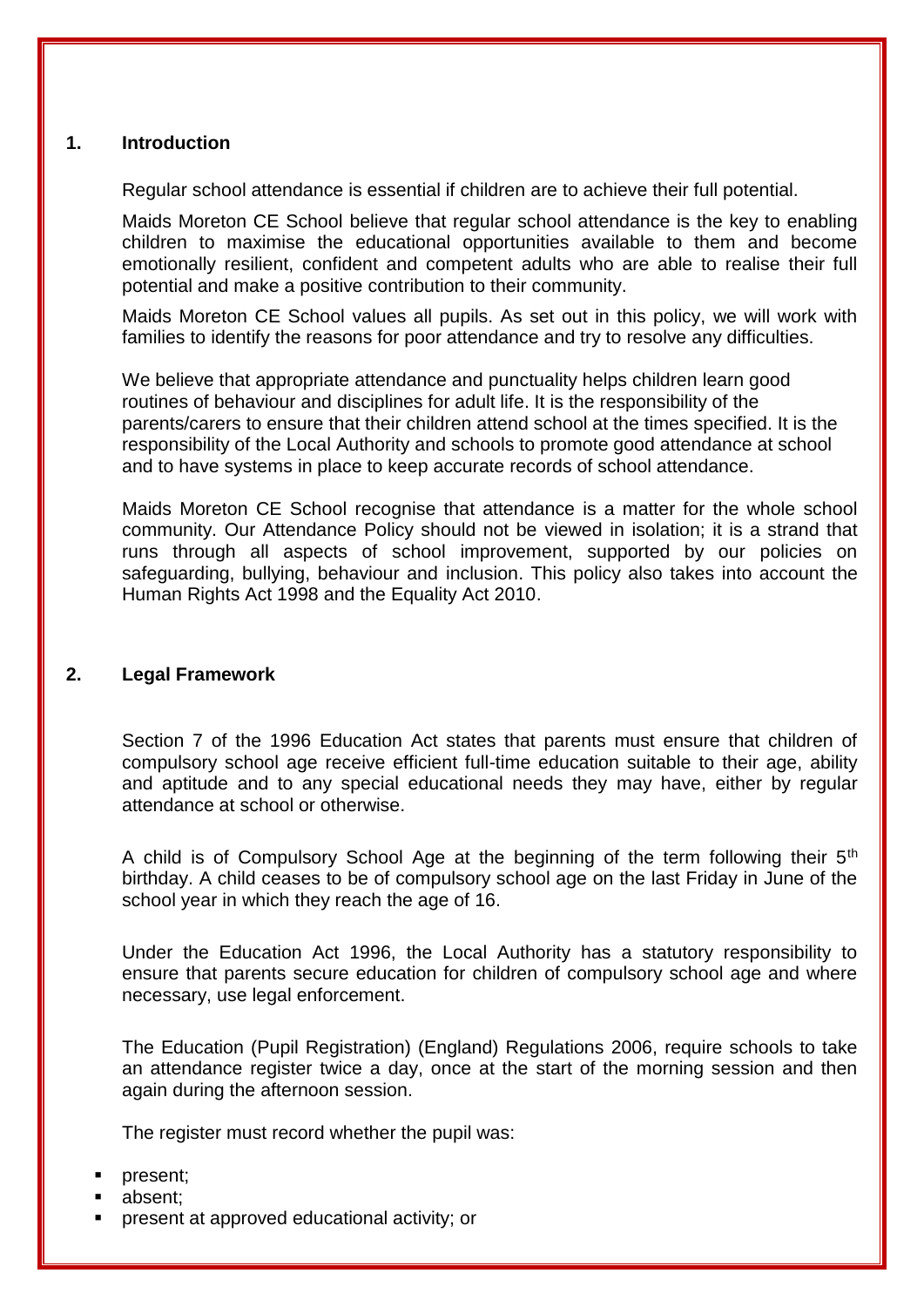## 1. Introduction

Regular school attendance is essential if children are to achieve their full potential.

Maids Moreton CE School believe that regular school attendance is the key to enabling children to maximise the educational opportunities available to them and become emotionally resilient, confident and competent adults who are able to realise their full potential and make a positive contribution to their community.

Maids Moreton CE School values all pupils. As set out in this policy, we will work with families to identify the reasons for poor attendance and try to resolve any difficulties.

We believe that appropriate attendance and punctuality helps children learn good routines of behaviour and disciplines for adult life. It is the responsibility of the parents/carers to ensure that their children attend school at the times specified. It is the responsibility of the Local Authority and schools to promote good attendance at school and to have systems in place to keep accurate records of school attendance.

Maids Moreton CE School recognise that attendance is a matter for the whole school community. Our Attendance Policy should not be viewed in isolation; it is a strand that runs through all aspects of school improvement, supported by our policies on safeguarding, bullying, behaviour and inclusion. This policy also takes into account the Human Rights Act 1998 and the Equality Act 2010.

## 2. Legal Framework

Section 7 of the 1996 Education Act states that parents must ensure that children of compulsory school age receive efficient full-time education suitable to their age, ability and aptitude and to any special educational needs they may have, either by regular attendance at school or otherwise.

A child is of Compulsory School Age at the beginning of the term following their 5th birthday. A child ceases to be of compulsory school age on the last Friday in June of the school year in which they reach the age of 16.

Under the Education Act 1996, the Local Authority has a statutory responsibility to ensure that parents secure education for children of compulsory school age and where necessary, use legal enforcement.

The Education (Pupil Registration) (England) Regulations 2006, require schools to take an attendance register twice a day, once at the start of the morning session and then again during the afternoon session.

The register must record whether the pupil was:

- present;
- absent;
- present at approved educational activity; or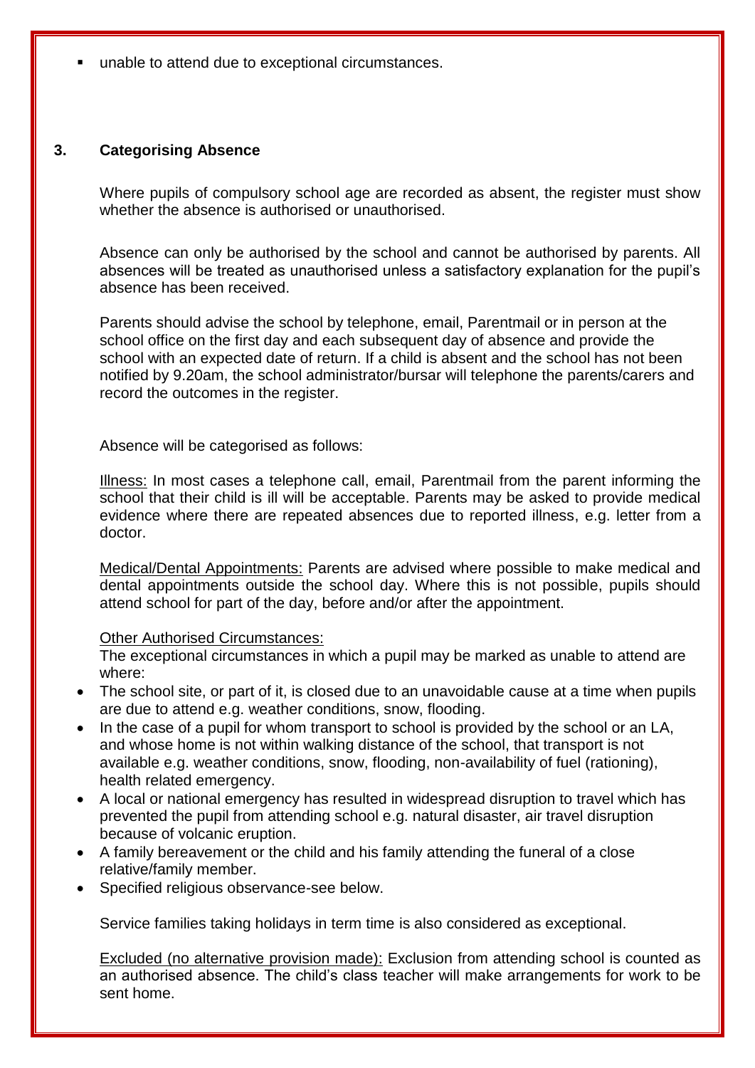- unable to attend due to exceptional circumstances.

## 3. Categorising Absence

Where pupils of compulsory school age are recorded as absent, the register must show whether the absence is authorised or unauthorised.

Absence can only be authorised by the school and cannot be authorised by parents. All absences will be treated as unauthorised unless a satisfactory explanation for the pupil's absence has been received.

Parents should advise the school by telephone, email, Parentmail or in person at the school office on the first day and each subsequent day of absence and provide the school with an expected date of return. If a child is absent and the school has not been notified by 9.20am, the school administrator/bursar will telephone the parents/carers and record the outcomes in the register.

Absence will be categorised as follows:

<u>Illness:</u> In most cases a telephone call, email, Parentmail from the parent informing the school that their child is ill will be acceptable. Parents may be asked to provide medical evidence where there are repeated absences due to reported illness, e.g. letter from a doctor.

<u>Medical/Dental Appointments:</u> Parents are advised where possible to make medical and dental appointments outside the school day. Where this is not possible, pupils should attend school for part of the day, before and/or after the appointment.

<u>Other Authorised Circumstances:</u>
The exceptional circumstances in which a pupil may be marked as unable to attend are where:

- The school site, or part of it, is closed due to an unavoidable cause at a time when pupils are due to attend e.g. weather conditions, snow, flooding.
- In the case of a pupil for whom transport to school is provided by the school or an LA, and whose home is not within walking distance of the school, that transport is not available e.g. weather conditions, snow, flooding, non-availability of fuel (rationing), health related emergency.
- A local or national emergency has resulted in widespread disruption to travel which has prevented the pupil from attending school e.g. natural disaster, air travel disruption because of volcanic eruption.
- A family bereavement or the child and his family attending the funeral of a close relative/family member.
- Specified religious observance-see below.

Service families taking holidays in term time is also considered as exceptional.

<u>Excluded (no alternative provision made):</u> Exclusion from attending school is counted as an authorised absence. The child's class teacher will make arrangements for work to be sent home.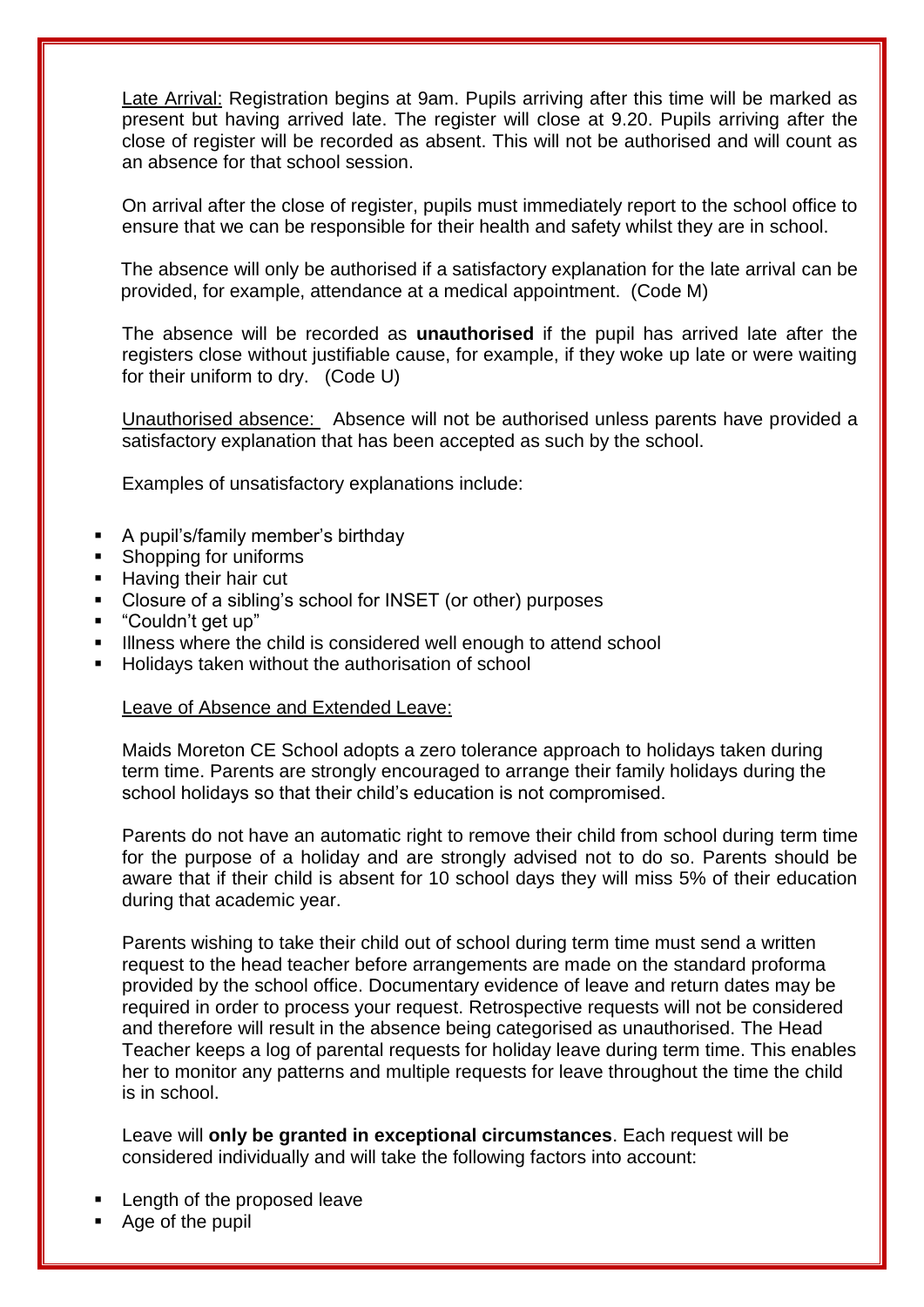Late Arrival: Registration begins at 9am. Pupils arriving after this time will be marked as present but having arrived late. The register will close at 9.20. Pupils arriving after the close of register will be recorded as absent. This will not be authorised and will count as an absence for that school session.

On arrival after the close of register, pupils must immediately report to the school office to ensure that we can be responsible for their health and safety whilst they are in school.

The absence will only be authorised if a satisfactory explanation for the late arrival can be provided, for example, attendance at a medical appointment. (Code M)

The absence will be recorded as **unauthorised** if the pupil has arrived late after the registers close without justifiable cause, for example, if they woke up late or were waiting for their uniform to dry. (Code U)

Unauthorised absence: Absence will not be authorised unless parents have provided a satisfactory explanation that has been accepted as such by the school.

Examples of unsatisfactory explanations include:

- A pupil's/family member's birthday
- Shopping for uniforms
- Having their hair cut
- Closure of a sibling's school for INSET (or other) purposes
- "Couldn't get up"
- Illness where the child is considered well enough to attend school
- Holidays taken without the authorisation of school

Leave of Absence and Extended Leave:

Maids Moreton CE School adopts a zero tolerance approach to holidays taken during term time. Parents are strongly encouraged to arrange their family holidays during the school holidays so that their child's education is not compromised.

Parents do not have an automatic right to remove their child from school during term time for the purpose of a holiday and are strongly advised not to do so. Parents should be aware that if their child is absent for 10 school days they will miss 5% of their education during that academic year.

Parents wishing to take their child out of school during term time must send a written request to the head teacher before arrangements are made on the standard proforma provided by the school office. Documentary evidence of leave and return dates may be required in order to process your request. Retrospective requests will not be considered and therefore will result in the absence being categorised as unauthorised. The Head Teacher keeps a log of parental requests for holiday leave during term time. This enables her to monitor any patterns and multiple requests for leave throughout the time the child is in school.

Leave will **only be granted in exceptional circumstances**. Each request will be considered individually and will take the following factors into account:

- Length of the proposed leave
- Age of the pupil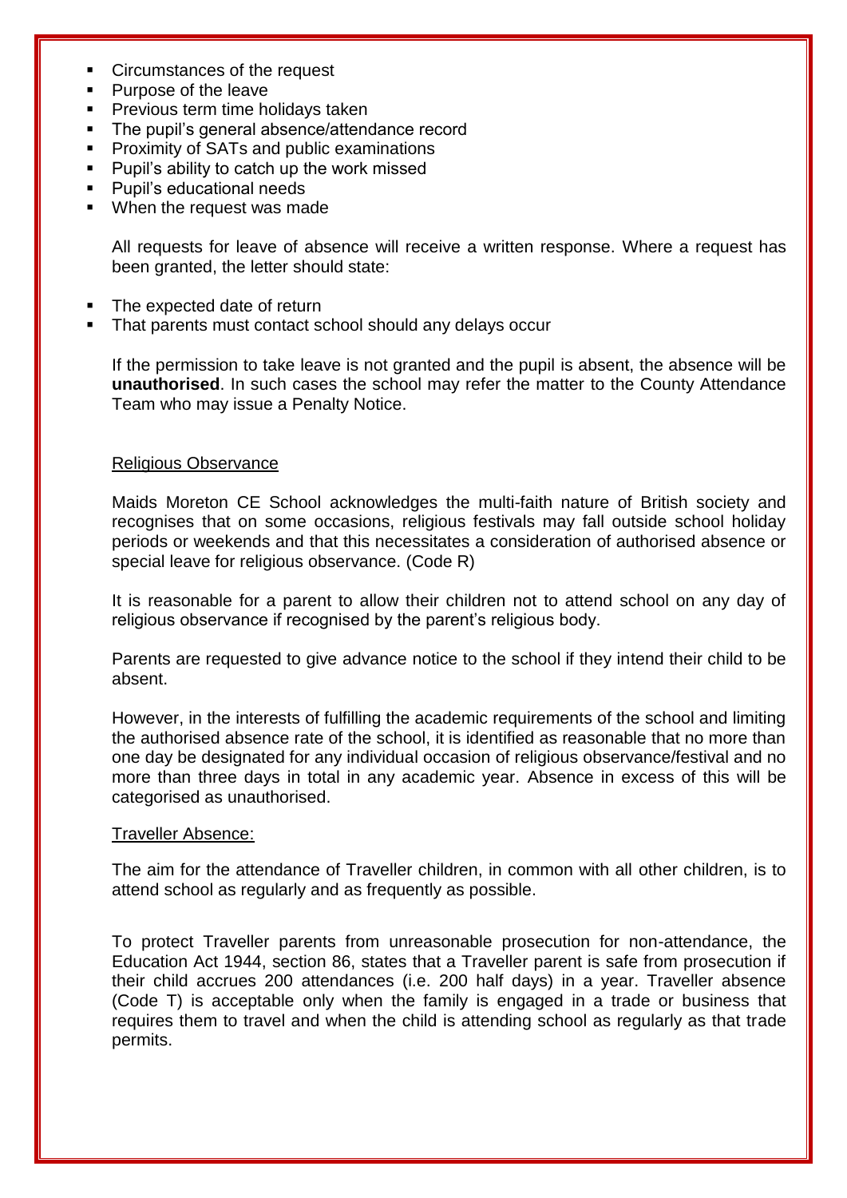- Circumstances of the request
- Purpose of the leave
- Previous term time holidays taken
- The pupil's general absence/attendance record
- Proximity of SATs and public examinations
- Pupil's ability to catch up the work missed
- Pupil's educational needs
- When the request was made

All requests for leave of absence will receive a written response. Where a request has been granted, the letter should state:

- The expected date of return
- That parents must contact school should any delays occur

If the permission to take leave is not granted and the pupil is absent, the absence will be **unauthorised**. In such cases the school may refer the matter to the County Attendance Team who may issue a Penalty Notice.

Religious Observance

Maids Moreton CE School acknowledges the multi-faith nature of British society and recognises that on some occasions, religious festivals may fall outside school holiday periods or weekends and that this necessitates a consideration of authorised absence or special leave for religious observance. (Code R)

It is reasonable for a parent to allow their children not to attend school on any day of religious observance if recognised by the parent's religious body.

Parents are requested to give advance notice to the school if they intend their child to be absent.

However, in the interests of fulfilling the academic requirements of the school and limiting the authorised absence rate of the school, it is identified as reasonable that no more than one day be designated for any individual occasion of religious observance/festival and no more than three days in total in any academic year. Absence in excess of this will be categorised as unauthorised.

Traveller Absence:

The aim for the attendance of Traveller children, in common with all other children, is to attend school as regularly and as frequently as possible.

To protect Traveller parents from unreasonable prosecution for non-attendance, the Education Act 1944, section 86, states that a Traveller parent is safe from prosecution if their child accrues 200 attendances (i.e. 200 half days) in a year. Traveller absence (Code T) is acceptable only when the family is engaged in a trade or business that requires them to travel and when the child is attending school as regularly as that trade permits.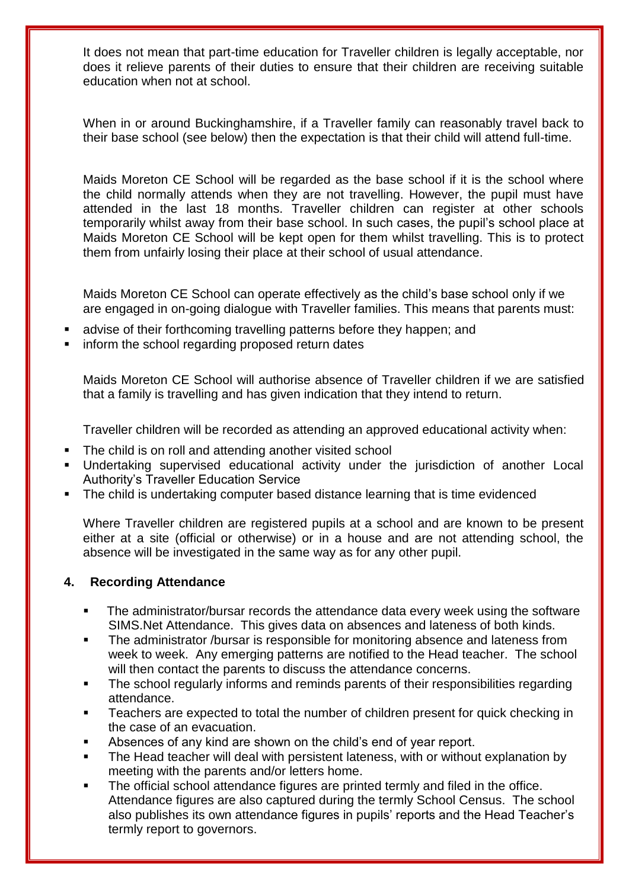It does not mean that part-time education for Traveller children is legally acceptable, nor does it relieve parents of their duties to ensure that their children are receiving suitable education when not at school.

When in or around Buckinghamshire, if a Traveller family can reasonably travel back to their base school (see below) then the expectation is that their child will attend full-time.

Maids Moreton CE School will be regarded as the base school if it is the school where the child normally attends when they are not travelling. However, the pupil must have attended in the last 18 months. Traveller children can register at other schools temporarily whilst away from their base school. In such cases, the pupil's school place at Maids Moreton CE School will be kept open for them whilst travelling. This is to protect them from unfairly losing their place at their school of usual attendance.

Maids Moreton CE School can operate effectively as the child's base school only if we are engaged in on-going dialogue with Traveller families. This means that parents must:

- advise of their forthcoming travelling patterns before they happen; and
- inform the school regarding proposed return dates

Maids Moreton CE School will authorise absence of Traveller children if we are satisfied that a family is travelling and has given indication that they intend to return.

Traveller children will be recorded as attending an approved educational activity when:

- The child is on roll and attending another visited school
- Undertaking supervised educational activity under the jurisdiction of another Local Authority's Traveller Education Service
- The child is undertaking computer based distance learning that is time evidenced

Where Traveller children are registered pupils at a school and are known to be present either at a site (official or otherwise) or in a house and are not attending school, the absence will be investigated in the same way as for any other pupil.

## 4. Recording Attendance

- The administrator/bursar records the attendance data every week using the software SIMS.Net Attendance. This gives data on absences and lateness of both kinds.
- The administrator /bursar is responsible for monitoring absence and lateness from week to week. Any emerging patterns are notified to the Head teacher. The school will then contact the parents to discuss the attendance concerns.
- The school regularly informs and reminds parents of their responsibilities regarding attendance.
- Teachers are expected to total the number of children present for quick checking in the case of an evacuation.
- Absences of any kind are shown on the child's end of year report.
- The Head teacher will deal with persistent lateness, with or without explanation by meeting with the parents and/or letters home.
- The official school attendance figures are printed termly and filed in the office. Attendance figures are also captured during the termly School Census. The school also publishes its own attendance figures in pupils' reports and the Head Teacher's termly report to governors.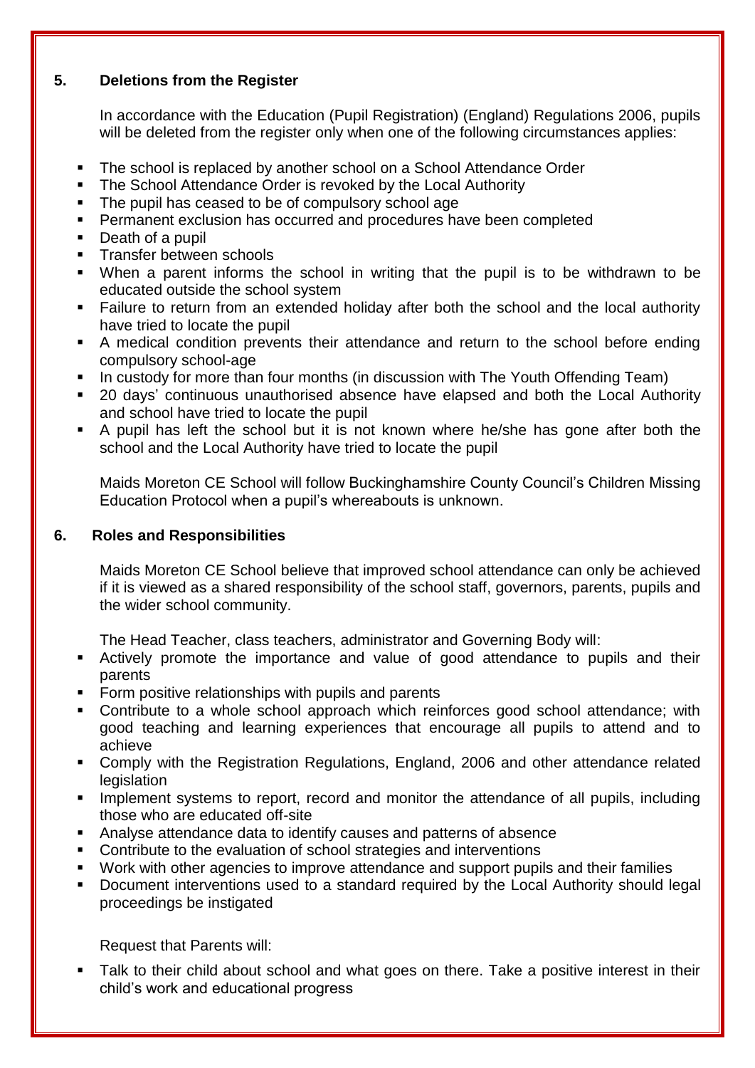## 5. Deletions from the Register

In accordance with the Education (Pupil Registration) (England) Regulations 2006, pupils will be deleted from the register only when one of the following circumstances applies:

- The school is replaced by another school on a School Attendance Order
- The School Attendance Order is revoked by the Local Authority
- The pupil has ceased to be of compulsory school age
- Permanent exclusion has occurred and procedures have been completed
- Death of a pupil
- Transfer between schools
- When a parent informs the school in writing that the pupil is to be withdrawn to be educated outside the school system
- Failure to return from an extended holiday after both the school and the local authority have tried to locate the pupil
- A medical condition prevents their attendance and return to the school before ending compulsory school-age
- In custody for more than four months (in discussion with The Youth Offending Team)
- 20 days' continuous unauthorised absence have elapsed and both the Local Authority and school have tried to locate the pupil
- A pupil has left the school but it is not known where he/she has gone after both the school and the Local Authority have tried to locate the pupil

Maids Moreton CE School will follow Buckinghamshire County Council's Children Missing Education Protocol when a pupil's whereabouts is unknown.

## 6. Roles and Responsibilities

Maids Moreton CE School believe that improved school attendance can only be achieved if it is viewed as a shared responsibility of the school staff, governors, parents, pupils and the wider school community.

The Head Teacher, class teachers, administrator and Governing Body will:

- Actively promote the importance and value of good attendance to pupils and their parents
- Form positive relationships with pupils and parents
- Contribute to a whole school approach which reinforces good school attendance; with good teaching and learning experiences that encourage all pupils to attend and to achieve
- Comply with the Registration Regulations, England, 2006 and other attendance related legislation
- Implement systems to report, record and monitor the attendance of all pupils, including those who are educated off-site
- Analyse attendance data to identify causes and patterns of absence
- Contribute to the evaluation of school strategies and interventions
- Work with other agencies to improve attendance and support pupils and their families
- Document interventions used to a standard required by the Local Authority should legal proceedings be instigated

Request that Parents will:

- Talk to their child about school and what goes on there. Take a positive interest in their child's work and educational progress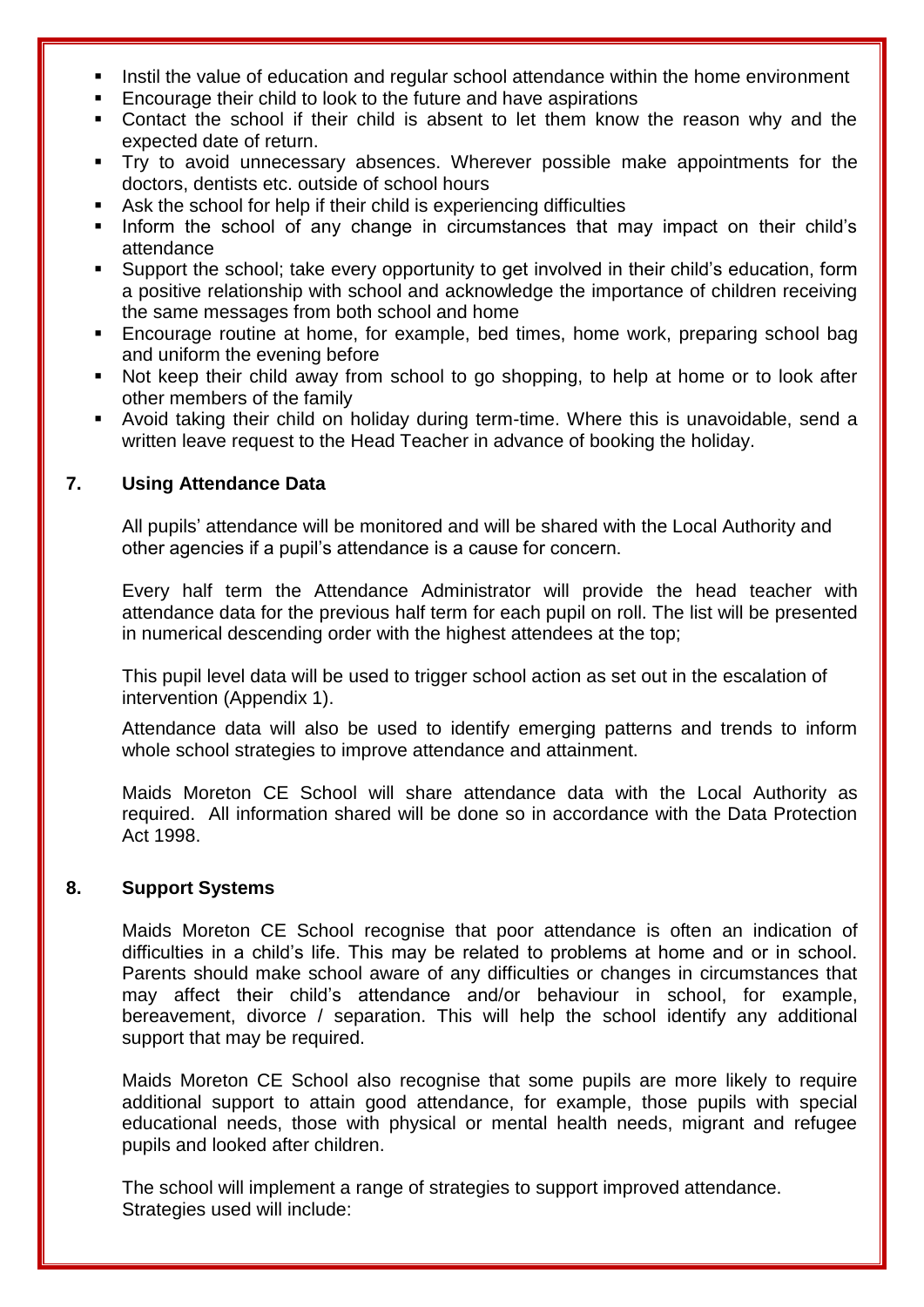- Instil the value of education and regular school attendance within the home environment
- Encourage their child to look to the future and have aspirations
- Contact the school if their child is absent to let them know the reason why and the expected date of return.
- Try to avoid unnecessary absences. Wherever possible make appointments for the doctors, dentists etc. outside of school hours
- Ask the school for help if their child is experiencing difficulties
- Inform the school of any change in circumstances that may impact on their child's attendance
- Support the school; take every opportunity to get involved in their child's education, form a positive relationship with school and acknowledge the importance of children receiving the same messages from both school and home
- Encourage routine at home, for example, bed times, home work, preparing school bag and uniform the evening before
- Not keep their child away from school to go shopping, to help at home or to look after other members of the family
- Avoid taking their child on holiday during term-time. Where this is unavoidable, send a written leave request to the Head Teacher in advance of booking the holiday.

## 7. Using Attendance Data

All pupils' attendance will be monitored and will be shared with the Local Authority and other agencies if a pupil's attendance is a cause for concern.

Every half term the Attendance Administrator will provide the head teacher with attendance data for the previous half term for each pupil on roll. The list will be presented in numerical descending order with the highest attendees at the top;

This pupil level data will be used to trigger school action as set out in the escalation of intervention (Appendix 1).

Attendance data will also be used to identify emerging patterns and trends to inform whole school strategies to improve attendance and attainment.

Maids Moreton CE School will share attendance data with the Local Authority as required. All information shared will be done so in accordance with the Data Protection Act 1998.

## 8. Support Systems

Maids Moreton CE School recognise that poor attendance is often an indication of difficulties in a child's life. This may be related to problems at home and or in school. Parents should make school aware of any difficulties or changes in circumstances that may affect their child's attendance and/or behaviour in school, for example, bereavement, divorce / separation. This will help the school identify any additional support that may be required.

Maids Moreton CE School also recognise that some pupils are more likely to require additional support to attain good attendance, for example, those pupils with special educational needs, those with physical or mental health needs, migrant and refugee pupils and looked after children.

The school will implement a range of strategies to support improved attendance. Strategies used will include: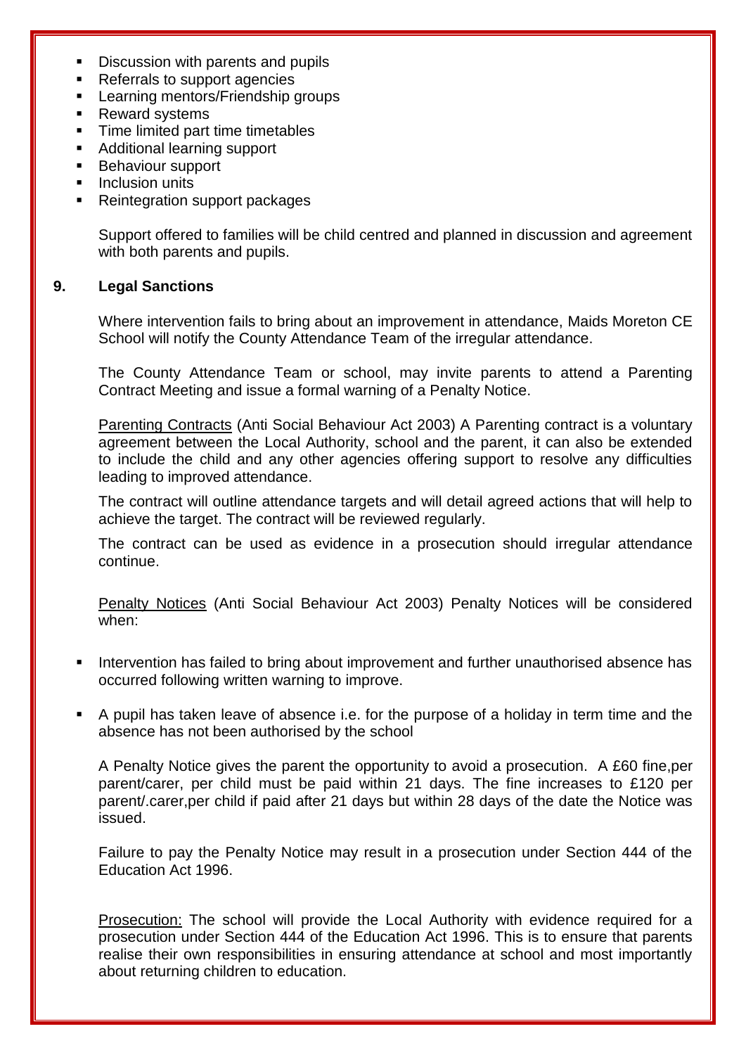- Discussion with parents and pupils
- Referrals to support agencies
- Learning mentors/Friendship groups
- Reward systems
- Time limited part time timetables
- Additional learning support
- Behaviour support
- Inclusion units
- Reintegration support packages

Support offered to families will be child centred and planned in discussion and agreement with both parents and pupils.

## 9. Legal Sanctions

Where intervention fails to bring about an improvement in attendance, Maids Moreton CE School will notify the County Attendance Team of the irregular attendance.

The County Attendance Team or school, may invite parents to attend a Parenting Contract Meeting and issue a formal warning of a Penalty Notice.

Parenting Contracts (Anti Social Behaviour Act 2003) A Parenting contract is a voluntary agreement between the Local Authority, school and the parent, it can also be extended to include the child and any other agencies offering support to resolve any difficulties leading to improved attendance.

The contract will outline attendance targets and will detail agreed actions that will help to achieve the target. The contract will be reviewed regularly.

The contract can be used as evidence in a prosecution should irregular attendance continue.

Penalty Notices (Anti Social Behaviour Act 2003) Penalty Notices will be considered when:

- Intervention has failed to bring about improvement and further unauthorised absence has occurred following written warning to improve.
- A pupil has taken leave of absence i.e. for the purpose of a holiday in term time and the absence has not been authorised by the school

A Penalty Notice gives the parent the opportunity to avoid a prosecution. A £60 fine,per parent/carer, per child must be paid within 21 days. The fine increases to £120 per parent/.carer,per child if paid after 21 days but within 28 days of the date the Notice was issued.

Failure to pay the Penalty Notice may result in a prosecution under Section 444 of the Education Act 1996.

Prosecution: The school will provide the Local Authority with evidence required for a prosecution under Section 444 of the Education Act 1996. This is to ensure that parents realise their own responsibilities in ensuring attendance at school and most importantly about returning children to education.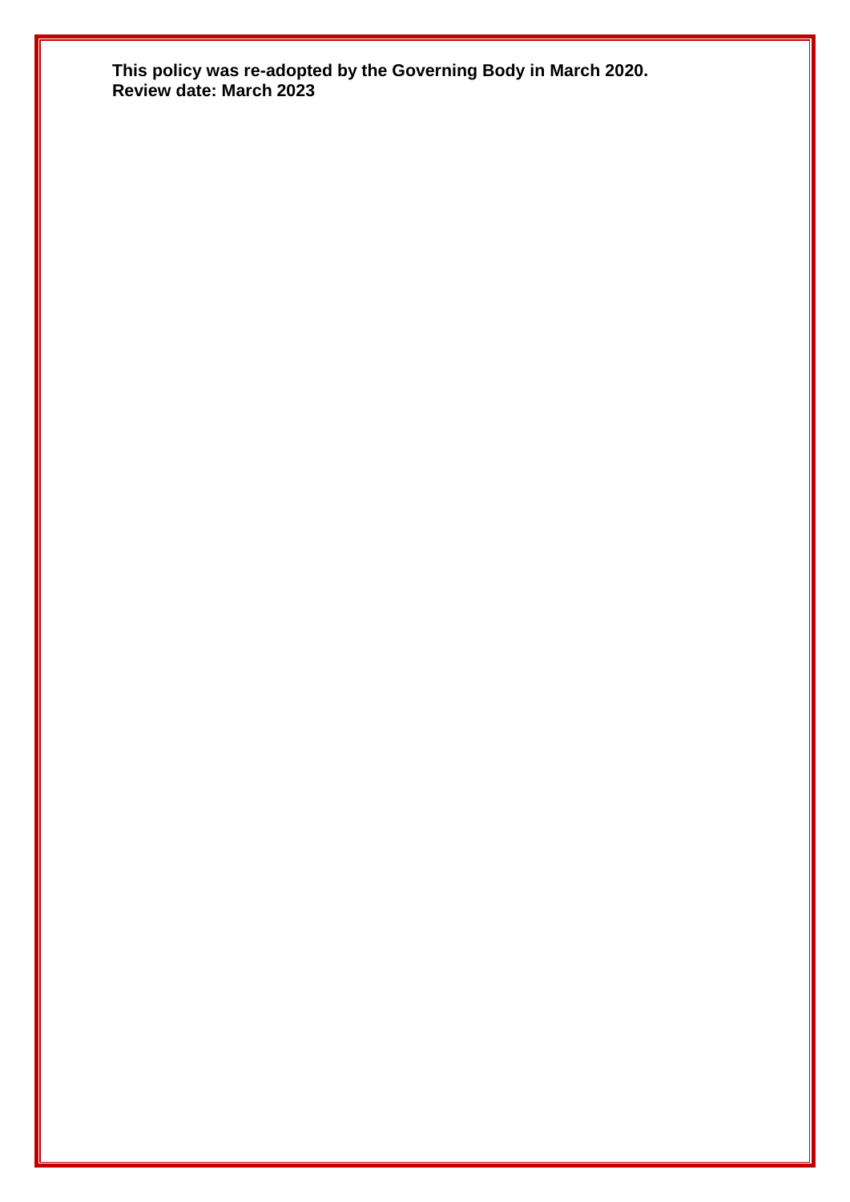**This policy was re-adopted by the Governing Body in March 2020.**
**Review date: March 2023**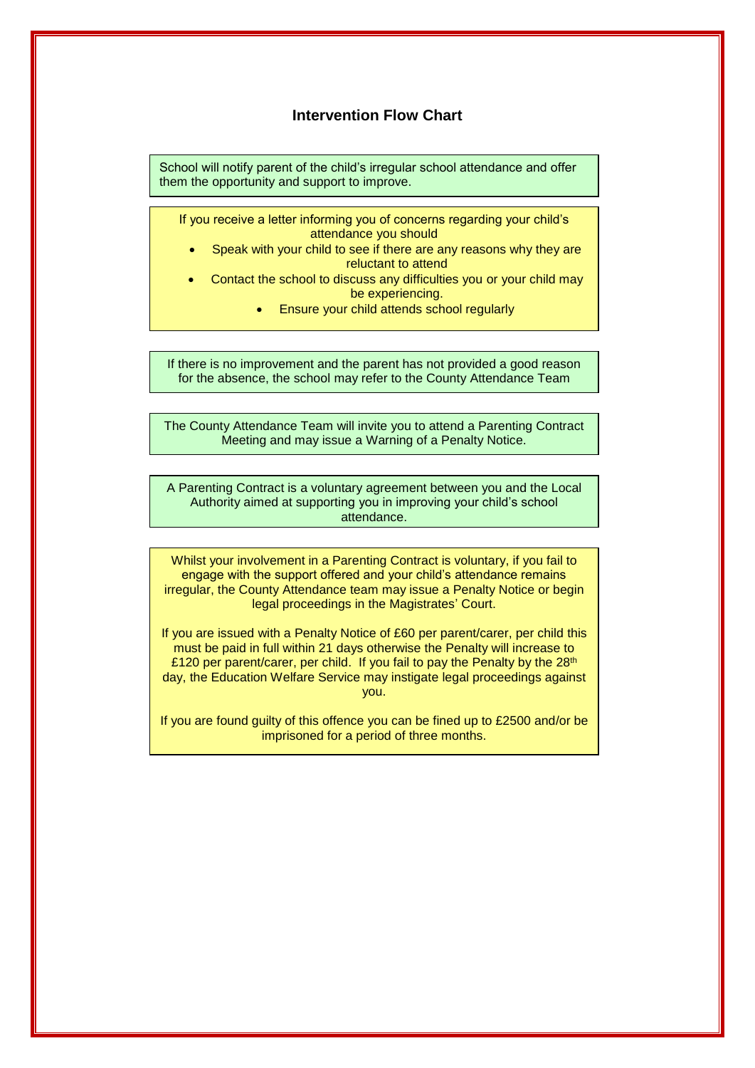# Intervention Flow Chart

School will notify parent of the child's irregular school attendance and offer them the opportunity and support to improve.

If you receive a letter informing you of concerns regarding your child's attendance you should

- Speak with your child to see if there are any reasons why they are reluctant to attend
- Contact the school to discuss any difficulties you or your child may be experiencing.
- Ensure your child attends school regularly

If there is no improvement and the parent has not provided a good reason for the absence, the school may refer to the County Attendance Team

The County Attendance Team will invite you to attend a Parenting Contract Meeting and may issue a Warning of a Penalty Notice.

A Parenting Contract is a voluntary agreement between you and the Local Authority aimed at supporting you in improving your child's school attendance.

Whilst your involvement in a Parenting Contract is voluntary, if you fail to engage with the support offered and your child's attendance remains irregular, the County Attendance team may issue a Penalty Notice or begin legal proceedings in the Magistrates' Court.

If you are issued with a Penalty Notice of £60 per parent/carer, per child this must be paid in full within 21 days otherwise the Penalty will increase to £120 per parent/carer, per child. If you fail to pay the Penalty by the 28th day, the Education Welfare Service may instigate legal proceedings against you.

If you are found guilty of this offence you can be fined up to £2500 and/or be imprisoned for a period of three months.